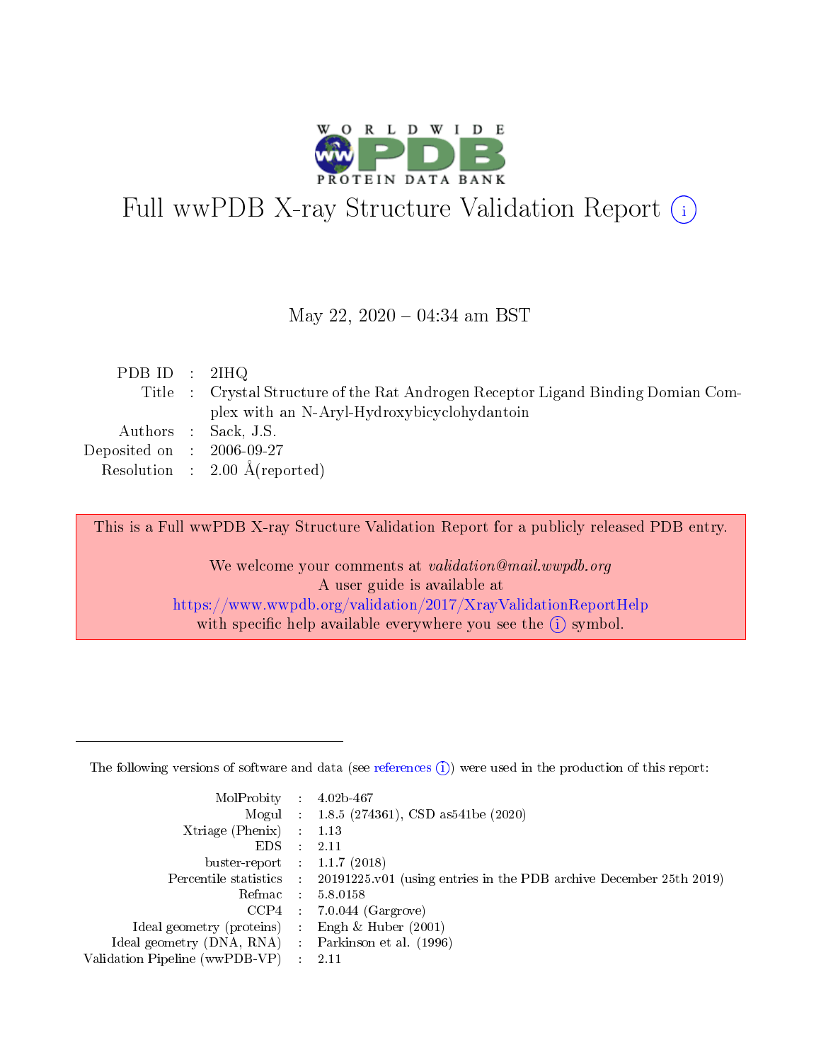# Full wwPDB X-ray Structure Validation Report (i)

May 22, 2020 – 04:34 am BST

| | | |
|---|---|---|
| PDB ID | : | 2IHQ |
| Title | : | Crystal Structure of the Rat Androgen Receptor Ligand Binding Domian Complex with an N-Aryl-Hydroxybicyclohydantoin |
| Authors | : | Sack, J.S. |
| Deposited on | : | 2006-09-27 |
| Resolution | : | 2.00 Å(reported) |

This is a Full wwPDB X-ray Structure Validation Report for a publicly released PDB entry.

We welcome your comments at *validation@mail.wwpdb.org*
A user guide is available at
https://www.wwpdb.org/validation/2017/XrayValidationReportHelp
with specific help available everywhere you see the (i) symbol.

---

The following versions of software and data (see references (i)) were used in the production of this report:

| | | |
|---|---|---|
| MolProbity | : | 4.02b-467 |
| Mogul | : | 1.8.5 (274361), CSD as541be (2020) |
| Xtriage (Phenix) | : | 1.13 |
| EDS | : | 2.11 |
| buster-report | : | 1.1.7 (2018) |
| Percentile statistics | : | 20191225.v01 (using entries in the PDB archive December 25th 2019) |
| Refmac | : | 5.8.0158 |
| CCP4 | : | 7.0.044 (Gargrove) |
| Ideal geometry (proteins) | : | Engh & Huber (2001) |
| Ideal geometry (DNA, RNA) | : | Parkinson et al. (1996) |
| Validation Pipeline (wwPDB-VP) | : | 2.11 |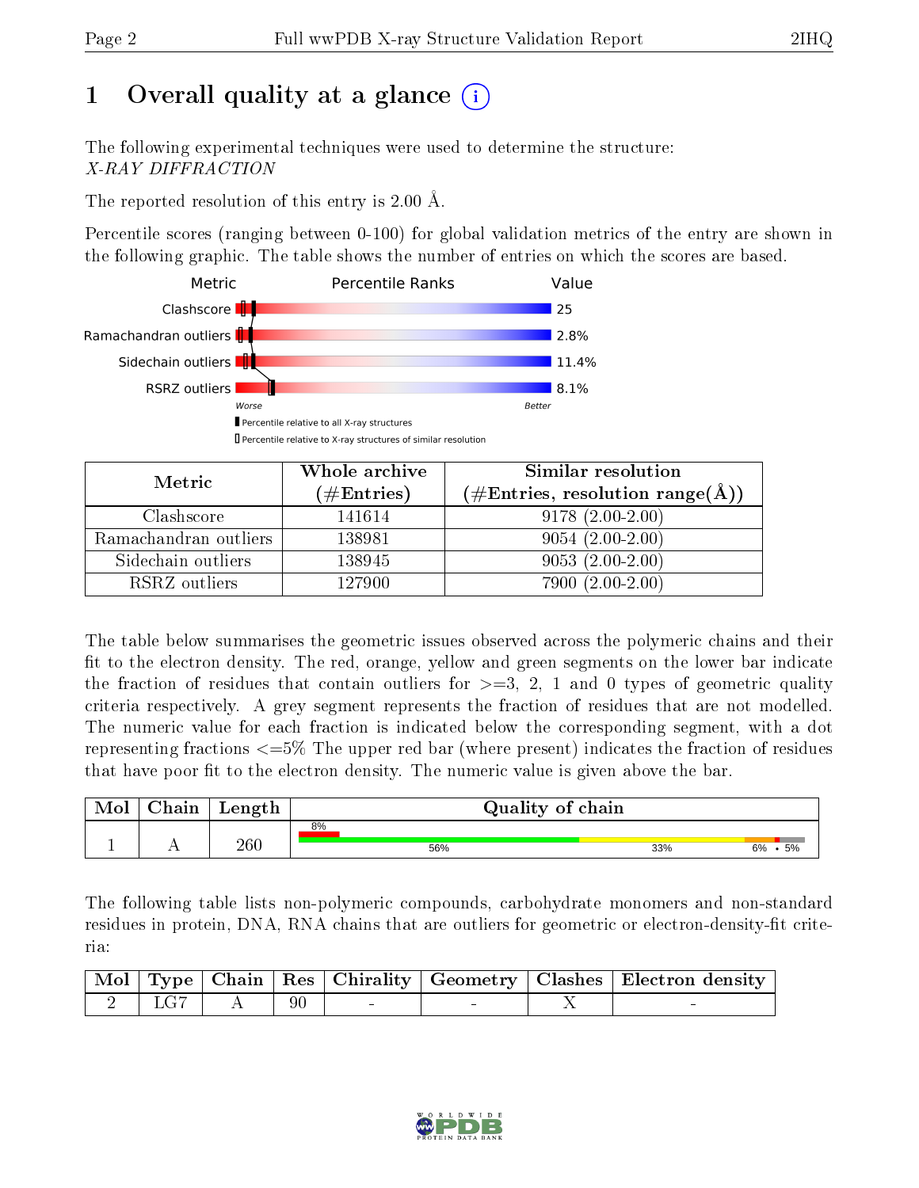# 1 Overall quality at a glance

The following experimental techniques were used to determine the structure: *X-RAY DIFFRACTION*

The reported resolution of this entry is 2.00 Å.

Percentile scores (ranging between 0-100) for global validation metrics of the entry are shown in the following graphic. The table shows the number of entries on which the scores are based.

| Metric | Value |
|---|---|
| Clashscore | 25 |
| Ramachandran outliers | 2.8% |
| Sidechain outliers | 11.4% |
| RSRZ outliers | 8.1% |

Worse — Better

Percentile relative to all X-ray structures

Percentile relative to X-ray structures of similar resolution

| Metric | Whole archive (#Entries) | Similar resolution (#Entries, resolution range(Å)) |
|---|---|---|
| Clashscore | 141614 | 9178 (2.00-2.00) |
| Ramachandran outliers | 138981 | 9054 (2.00-2.00) |
| Sidechain outliers | 138945 | 9053 (2.00-2.00) |
| RSRZ outliers | 127900 | 7900 (2.00-2.00) |

The table below summarises the geometric issues observed across the polymeric chains and their fit to the electron density. The red, orange, yellow and green segments on the lower bar indicate the fraction of residues that contain outliers for >=3, 2, 1 and 0 types of geometric quality criteria respectively. A grey segment represents the fraction of residues that are not modelled. The numeric value for each fraction is indicated below the corresponding segment, with a dot representing fractions <=5% The upper red bar (where present) indicates the fraction of residues that have poor fit to the electron density. The numeric value is given above the bar.

| Mol | Chain | Length | Quality of chain |
|---|---|---|---|
| 1 | A | 260 | 8% (poor fit); 56%, 33%, 6%, •, 5% |

The following table lists non-polymeric compounds, carbohydrate monomers and non-standard residues in protein, DNA, RNA chains that are outliers for geometric or electron-density-fit criteria:

| Mol | Type | Chain | Res | Chirality | Geometry | Clashes | Electron density |
|---|---|---|---|---|---|---|---|
| 2 | LG7 | A | 90 | - | - | X | - |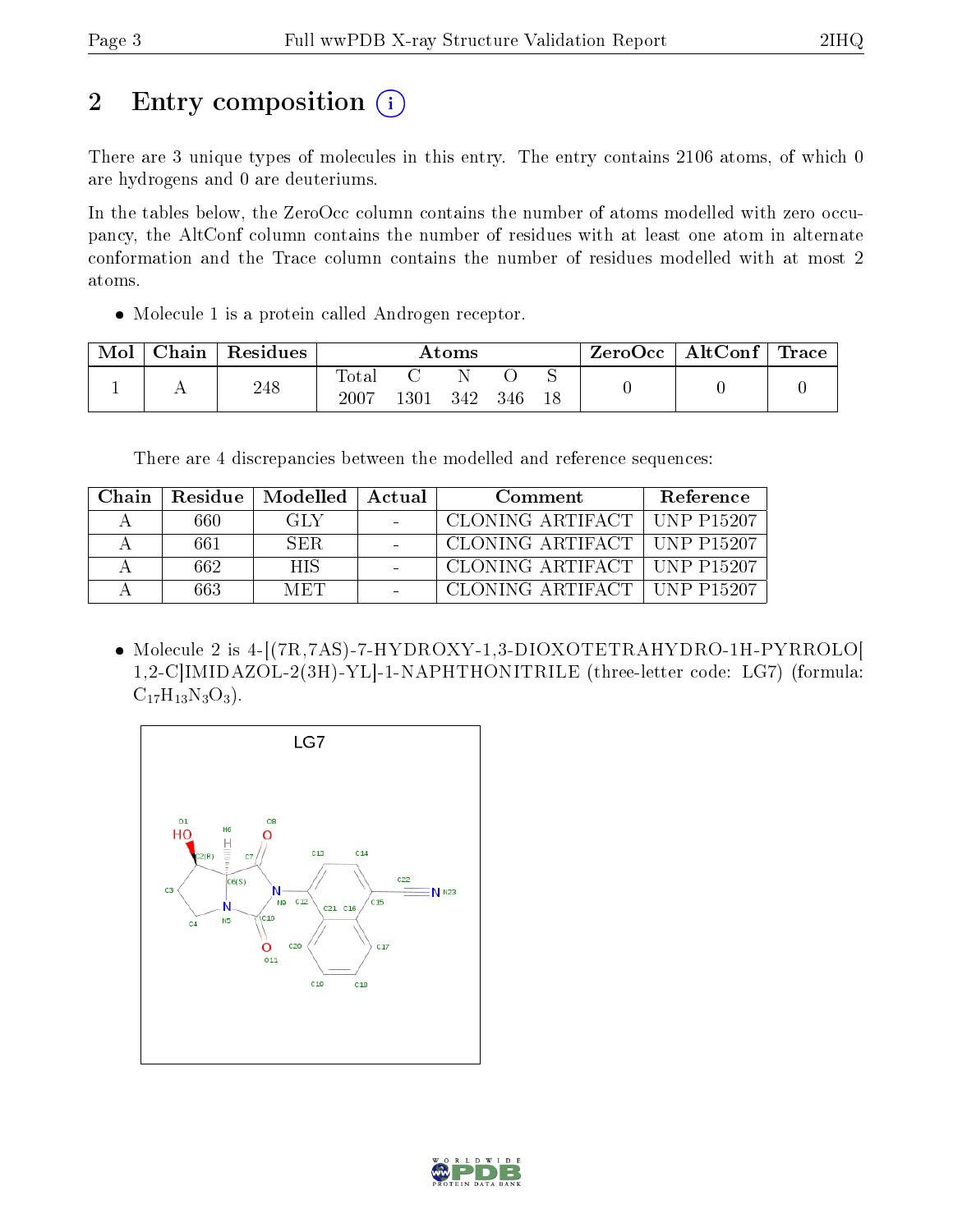# 2 Entry composition (i)

There are 3 unique types of molecules in this entry. The entry contains 2106 atoms, of which 0 are hydrogens and 0 are deuteriums.

In the tables below, the ZeroOcc column contains the number of atoms modelled with zero occupancy, the AltConf column contains the number of residues with at least one atom in alternate conformation and the Trace column contains the number of residues modelled with at most 2 atoms.

- Molecule 1 is a protein called Androgen receptor.

| Mol | Chain | Residues | Atoms | | | | | ZeroOcc | AltConf | Trace |
|---|---|---|---|---|---|---|---|---|---|---|
| | | | Total | C | N | O | S | | | |
| 1 | A | 248 | 2007 | 1301 | 342 | 346 | 18 | 0 | 0 | 0 |

There are 4 discrepancies between the modelled and reference sequences:

| Chain | Residue | Modelled | Actual | Comment | Reference |
|---|---|---|---|---|---|
| A | 660 | GLY | - | CLONING ARTIFACT | UNP P15207 |
| A | 661 | SER | - | CLONING ARTIFACT | UNP P15207 |
| A | 662 | HIS | - | CLONING ARTIFACT | UNP P15207 |
| A | 663 | MET | - | CLONING ARTIFACT | UNP P15207 |

- Molecule 2 is 4-[(7R,7AS)-7-HYDROXY-1,3-DIOXOTETRAHYDRO-1H-PYRROLO[1,2-C]IMIDAZOL-2(3H)-YL]-1-NAPHTHONITRILE (three-letter code: LG7) (formula: $C_{17}H_{13}N_{3}O_{3}$).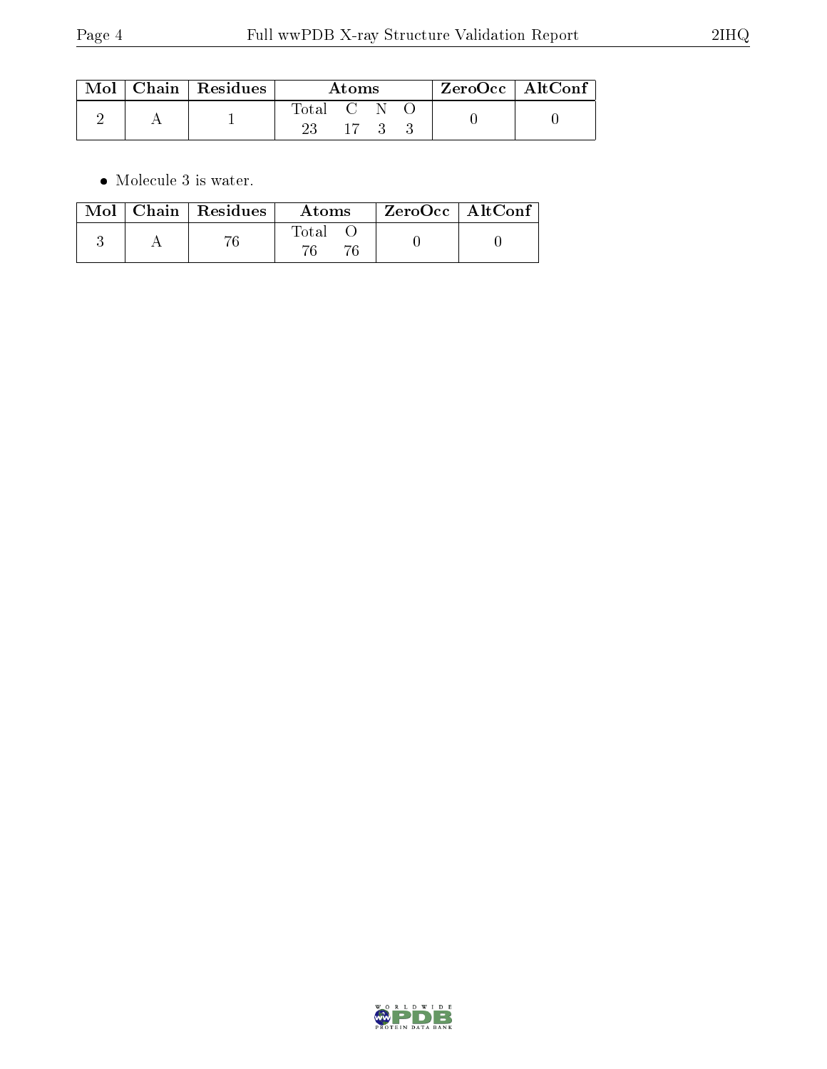| Mol | Chain | Residues | Atoms | | | | ZeroOcc | AltConf |
|---|---|---|---|---|---|---|---|---|
| | | | Total | C | N | O | | |
| 2 | A | 1 | 23 | 17 | 3 | 3 | 0 | 0 |

- Molecule 3 is water.

| Mol | Chain | Residues | Atoms | | ZeroOcc | AltConf |
|---|---|---|---|---|---|---|
| | | | Total | O | | |
| 3 | A | 76 | 76 | 76 | 0 | 0 |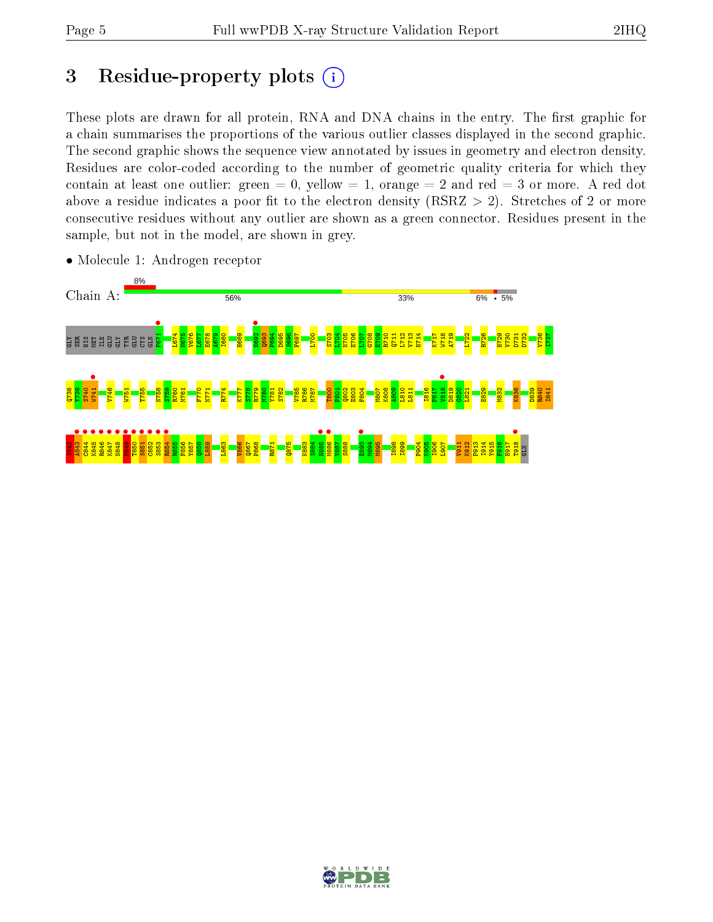# 3 Residue-property plots

These plots are drawn for all protein, RNA and DNA chains in the entry. The first graphic for a chain summarises the proportions of the various outlier classes displayed in the second graphic. The second graphic shows the sequence view annotated by issues in geometry and electron density. Residues are color-coded according to the number of geometric quality criteria for which they contain at least one outlier: green = 0, yellow = 1, orange = 2 and red = 3 or more. A red dot above a residue indicates a poor fit to the electron density (RSRZ > 2). Stretches of 2 or more consecutive residues without any outlier are shown as a green connector. Residues present in the sample, but not in the model, are shown in grey.

- Molecule 1: Androgen receptor

Chain A: 8% | 56% | 33% | 6% | • | 5%

GLY SER HIS MET ILE GLU GLY TYR GLU CYS GLN P671 L674 N675 V676 L677 E678 A679 I680 H689 N692 Q693 P694 D695 S696 F697 L700 S703 L704 N705 E706 L707 G708 E709 R710 Q711 L712 V713 H714 K717 W718 A719 L722 R726 H729 V730 D731 D732 V736 I737 Q738 Y739 S740 W741 V746 W751 T755 N758 S759 R760 M761 F770 N771 R774 K777 S778 R779 M780 Y781 S782 V785 R786 M787 T800 F801 Q802 E803 F804 M807 K808 A809 L810 L811 I816 P817 V818 D819 G820 L821 E829 M832 K836 D839 R840 I841 I842 A843 C844 K845 R846 K847 N848 P849 T850 S851 C852 S853 R854 R855 F856 Y857 Q858 L859 L863 V866 Q867 P868 R871 Q875 K883 S884 H885 M886 V887 S888 E893 M894 M895 I898 I899 P904 K905 I906 L907 V911 K912 P913 I914 Y915 F916 H917 T918 GLN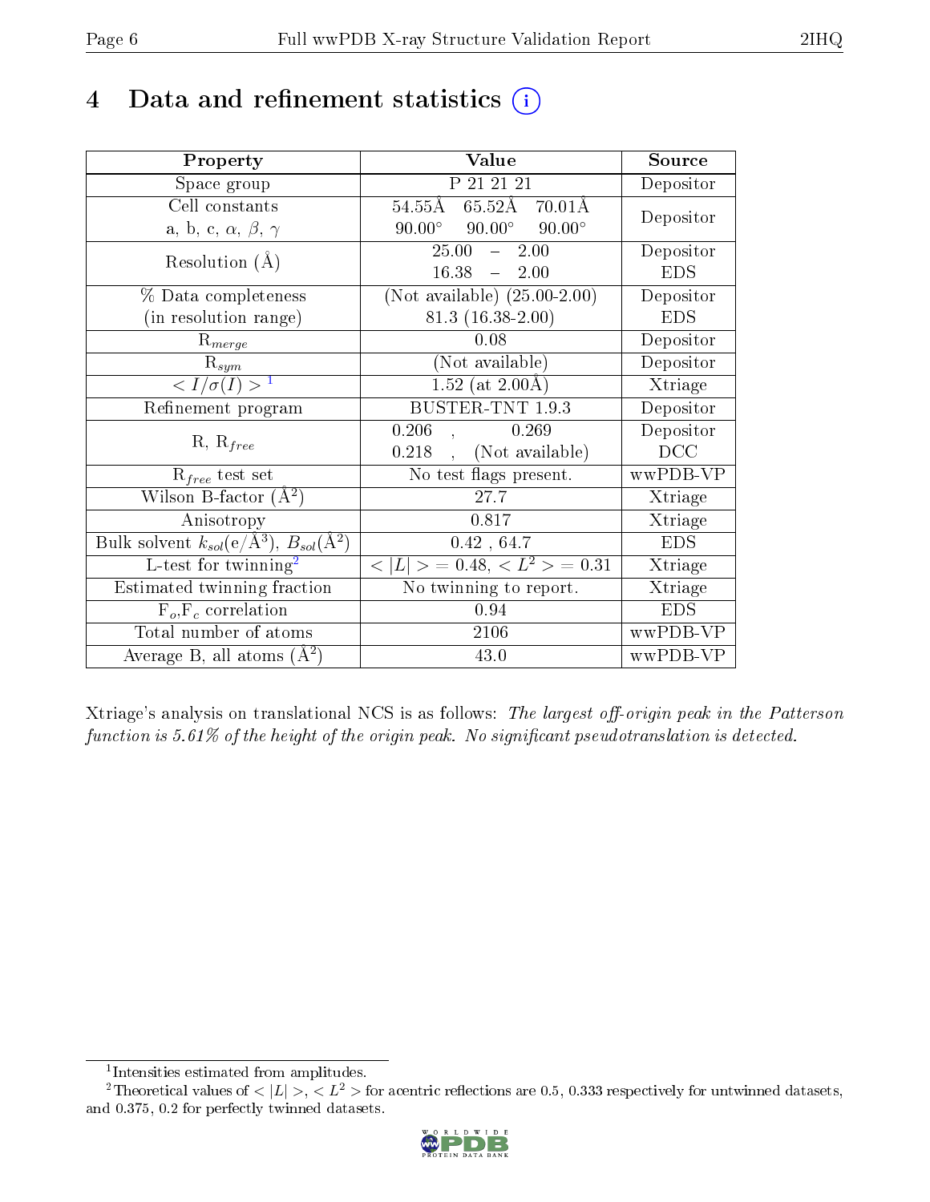# 4 Data and refinement statistics

| Property | Value | Source |
|---|---|---|
| Space group | P 21 21 21 | Depositor |
| Cell constants<br>a, b, c, $\alpha$, $\beta$, $\gamma$ | 54.55Å 65.52Å 70.01Å<br>90.00° 90.00° 90.00° | Depositor |
| Resolution (Å) | 25.00 – 2.00<br>16.38 – 2.00 | Depositor<br>EDS |
| % Data completeness<br>(in resolution range) | (Not available) (25.00-2.00)<br>81.3 (16.38-2.00) | Depositor<br>EDS |
| $R_{merge}$ | 0.08 | Depositor |
| $R_{sym}$ | (Not available) | Depositor |
| $< I/\sigma(I) >$ [1] | 1.52 (at 2.00Å) | Xtriage |
| Refinement program | BUSTER-TNT 1.9.3 | Depositor |
| R, $R_{free}$ | 0.206 , 0.269<br>0.218 , (Not available) | Depositor<br>DCC |
| $R_{free}$ test set | No test flags present. | wwPDB-VP |
| Wilson B-factor (Å$^2$) | 27.7 | Xtriage |
| Anisotropy | 0.817 | Xtriage |
| Bulk solvent $k_{sol}$(e/Å$^3$), $B_{sol}$(Å$^2$) | 0.42 , 64.7 | EDS |
| L-test for twinning[2] | $< \lvert L \rvert > = 0.48$, $< L^2 > = 0.31$ | Xtriage |
| Estimated twinning fraction | No twinning to report. | Xtriage |
| $F_o$,$F_c$ correlation | 0.94 | EDS |
| Total number of atoms | 2106 | wwPDB-VP |
| Average B, all atoms (Å$^2$) | 43.0 | wwPDB-VP |

Xtriage's analysis on translational NCS is as follows: *The largest off-origin peak in the Patterson function is 5.61% of the height of the origin peak. No significant pseudotranslation is detected.*

[1] Intensities estimated from amplitudes.

[2] Theoretical values of $< \lvert L \rvert >$, $< L^2 >$ for acentric reflections are 0.5, 0.333 respectively for untwinned datasets, and 0.375, 0.2 for perfectly twinned datasets.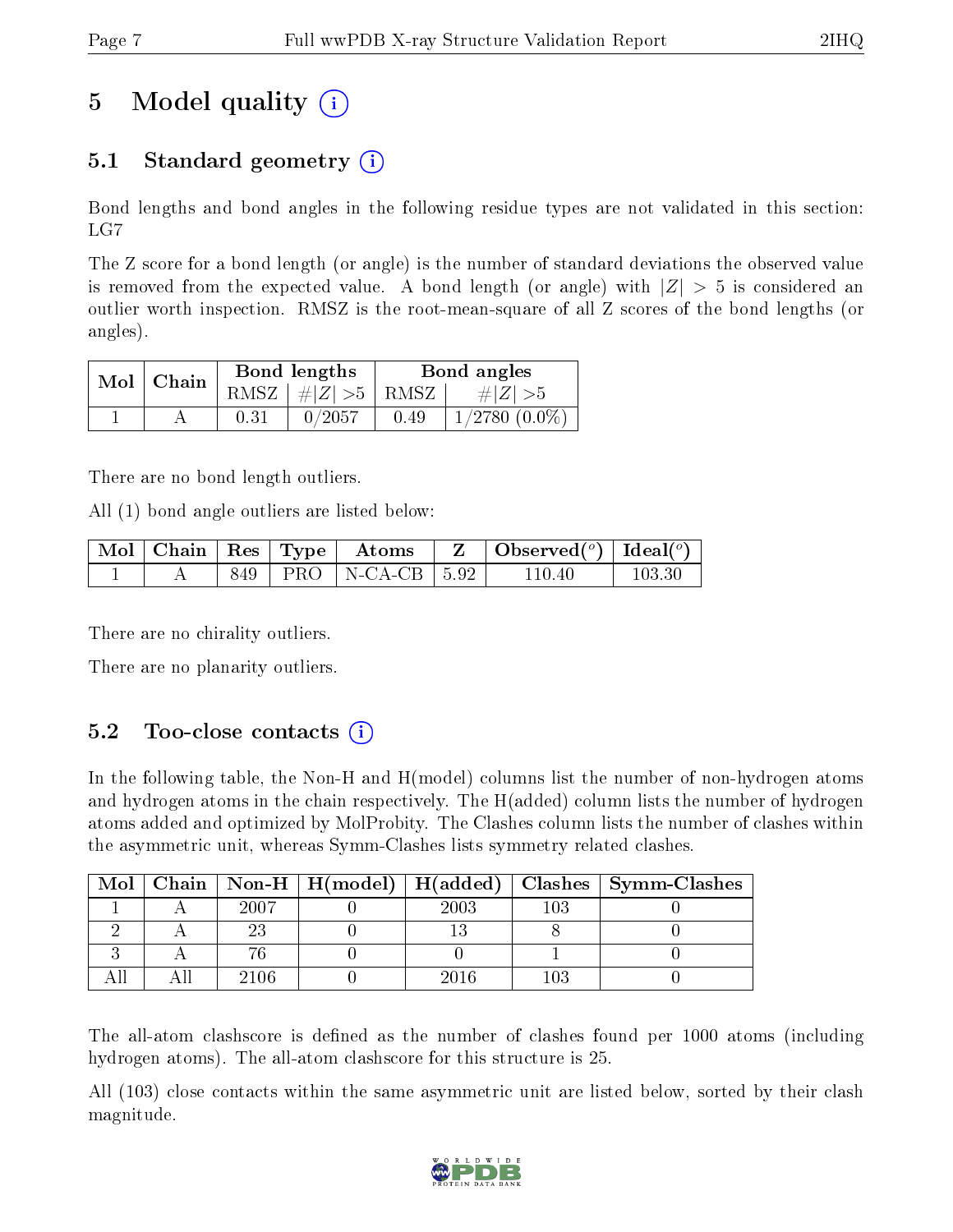# 5 Model quality (i)

## 5.1 Standard geometry (i)

Bond lengths and bond angles in the following residue types are not validated in this section: LG7

The Z score for a bond length (or angle) is the number of standard deviations the observed value is removed from the expected value. A bond length (or angle) with $|Z| > 5$ is considered an outlier worth inspection. RMSZ is the root-mean-square of all Z scores of the bond lengths (or angles).

| Mol | Chain | Bond lengths | | Bond angles | |
|---|---|---|---|---|---|
| | | RMSZ | $\#|Z| >5$ | RMSZ | $\#|Z| >5$ |
| 1 | A | 0.31 | 0/2057 | 0.49 | 1/2780 (0.0%) |

There are no bond length outliers.

All (1) bond angle outliers are listed below:

| Mol | Chain | Res | Type | Atoms | Z | Observed($^o$) | Ideal($^o$) |
|---|---|---|---|---|---|---|---|
| 1 | A | 849 | PRO | N-CA-CB | 5.92 | 110.40 | 103.30 |

There are no chirality outliers.

There are no planarity outliers.

## 5.2 Too-close contacts (i)

In the following table, the Non-H and H(model) columns list the number of non-hydrogen atoms and hydrogen atoms in the chain respectively. The H(added) column lists the number of hydrogen atoms added and optimized by MolProbity. The Clashes column lists the number of clashes within the asymmetric unit, whereas Symm-Clashes lists symmetry related clashes.

| Mol | Chain | Non-H | H(model) | H(added) | Clashes | Symm-Clashes |
|---|---|---|---|---|---|---|
| 1 | A | 2007 | 0 | 2003 | 103 | 0 |
| 2 | A | 23 | 0 | 13 | 8 | 0 |
| 3 | A | 76 | 0 | 0 | 1 | 0 |
| All | All | 2106 | 0 | 2016 | 103 | 0 |

The all-atom clashscore is defined as the number of clashes found per 1000 atoms (including hydrogen atoms). The all-atom clashscore for this structure is 25.

All (103) close contacts within the same asymmetric unit are listed below, sorted by their clash magnitude.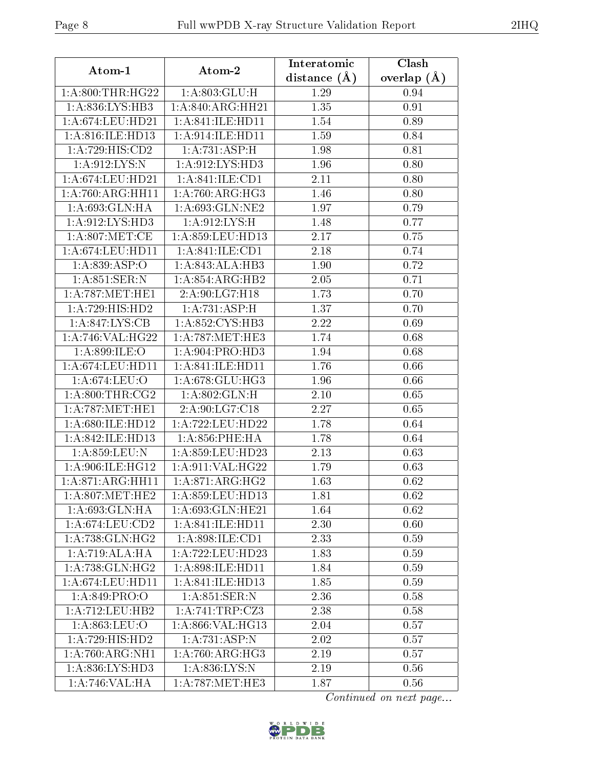| Atom-1 | Atom-2 | Interatomic distance (Å) | Clash overlap (Å) |
|---|---|---|---|
| 1:A:800:THR:HG22 | 1:A:803:GLU:H | 1.29 | 0.94 |
| 1:A:836:LYS:HB3 | 1:A:840:ARG:HH21 | 1.35 | 0.91 |
| 1:A:674:LEU:HD21 | 1:A:841:ILE:HD11 | 1.54 | 0.89 |
| 1:A:816:ILE:HD13 | 1:A:914:ILE:HD11 | 1.59 | 0.84 |
| 1:A:729:HIS:CD2 | 1:A:731:ASP:H | 1.98 | 0.81 |
| 1:A:912:LYS:N | 1:A:912:LYS:HD3 | 1.96 | 0.80 |
| 1:A:674:LEU:HD21 | 1:A:841:ILE:CD1 | 2.11 | 0.80 |
| 1:A:760:ARG:HH11 | 1:A:760:ARG:HG3 | 1.46 | 0.80 |
| 1:A:693:GLN:HA | 1:A:693:GLN:NE2 | 1.97 | 0.79 |
| 1:A:912:LYS:HD3 | 1:A:912:LYS:H | 1.48 | 0.77 |
| 1:A:807:MET:CE | 1:A:859:LEU:HD13 | 2.17 | 0.75 |
| 1:A:674:LEU:HD11 | 1:A:841:ILE:CD1 | 2.18 | 0.74 |
| 1:A:839:ASP:O | 1:A:843:ALA:HB3 | 1.90 | 0.72 |
| 1:A:851:SER:N | 1:A:854:ARG:HB2 | 2.05 | 0.71 |
| 1:A:787:MET:HE1 | 2:A:90:LG7:H18 | 1.73 | 0.70 |
| 1:A:729:HIS:HD2 | 1:A:731:ASP:H | 1.37 | 0.70 |
| 1:A:847:LYS:CB | 1:A:852:CYS:HB3 | 2.22 | 0.69 |
| 1:A:746:VAL:HG22 | 1:A:787:MET:HE3 | 1.74 | 0.68 |
| 1:A:899:ILE:O | 1:A:904:PRO:HD3 | 1.94 | 0.68 |
| 1:A:674:LEU:HD11 | 1:A:841:ILE:HD11 | 1.76 | 0.66 |
| 1:A:674:LEU:O | 1:A:678:GLU:HG3 | 1.96 | 0.66 |
| 1:A:800:THR:CG2 | 1:A:802:GLN:H | 2.10 | 0.65 |
| 1:A:787:MET:HE1 | 2:A:90:LG7:C18 | 2.27 | 0.65 |
| 1:A:680:ILE:HD12 | 1:A:722:LEU:HD22 | 1.78 | 0.64 |
| 1:A:842:ILE:HD13 | 1:A:856:PHE:HA | 1.78 | 0.64 |
| 1:A:859:LEU:N | 1:A:859:LEU:HD23 | 2.13 | 0.63 |
| 1:A:906:ILE:HG12 | 1:A:911:VAL:HG22 | 1.79 | 0.63 |
| 1:A:871:ARG:HH11 | 1:A:871:ARG:HG2 | 1.63 | 0.62 |
| 1:A:807:MET:HE2 | 1:A:859:LEU:HD13 | 1.81 | 0.62 |
| 1:A:693:GLN:HA | 1:A:693:GLN:HE21 | 1.64 | 0.62 |
| 1:A:674:LEU:CD2 | 1:A:841:ILE:HD11 | 2.30 | 0.60 |
| 1:A:738:GLN:HG2 | 1:A:898:ILE:CD1 | 2.33 | 0.59 |
| 1:A:719:ALA:HA | 1:A:722:LEU:HD23 | 1.83 | 0.59 |
| 1:A:738:GLN:HG2 | 1:A:898:ILE:HD11 | 1.84 | 0.59 |
| 1:A:674:LEU:HD11 | 1:A:841:ILE:HD13 | 1.85 | 0.59 |
| 1:A:849:PRO:O | 1:A:851:SER:N | 2.36 | 0.58 |
| 1:A:712:LEU:HB2 | 1:A:741:TRP:CZ3 | 2.38 | 0.58 |
| 1:A:863:LEU:O | 1:A:866:VAL:HG13 | 2.04 | 0.57 |
| 1:A:729:HIS:HD2 | 1:A:731:ASP:N | 2.02 | 0.57 |
| 1:A:760:ARG:NH1 | 1:A:760:ARG:HG3 | 2.19 | 0.57 |
| 1:A:836:LYS:HD3 | 1:A:836:LYS:N | 2.19 | 0.56 |
| 1:A:746:VAL:HA | 1:A:787:MET:HE3 | 1.87 | 0.56 |

*Continued on next page...*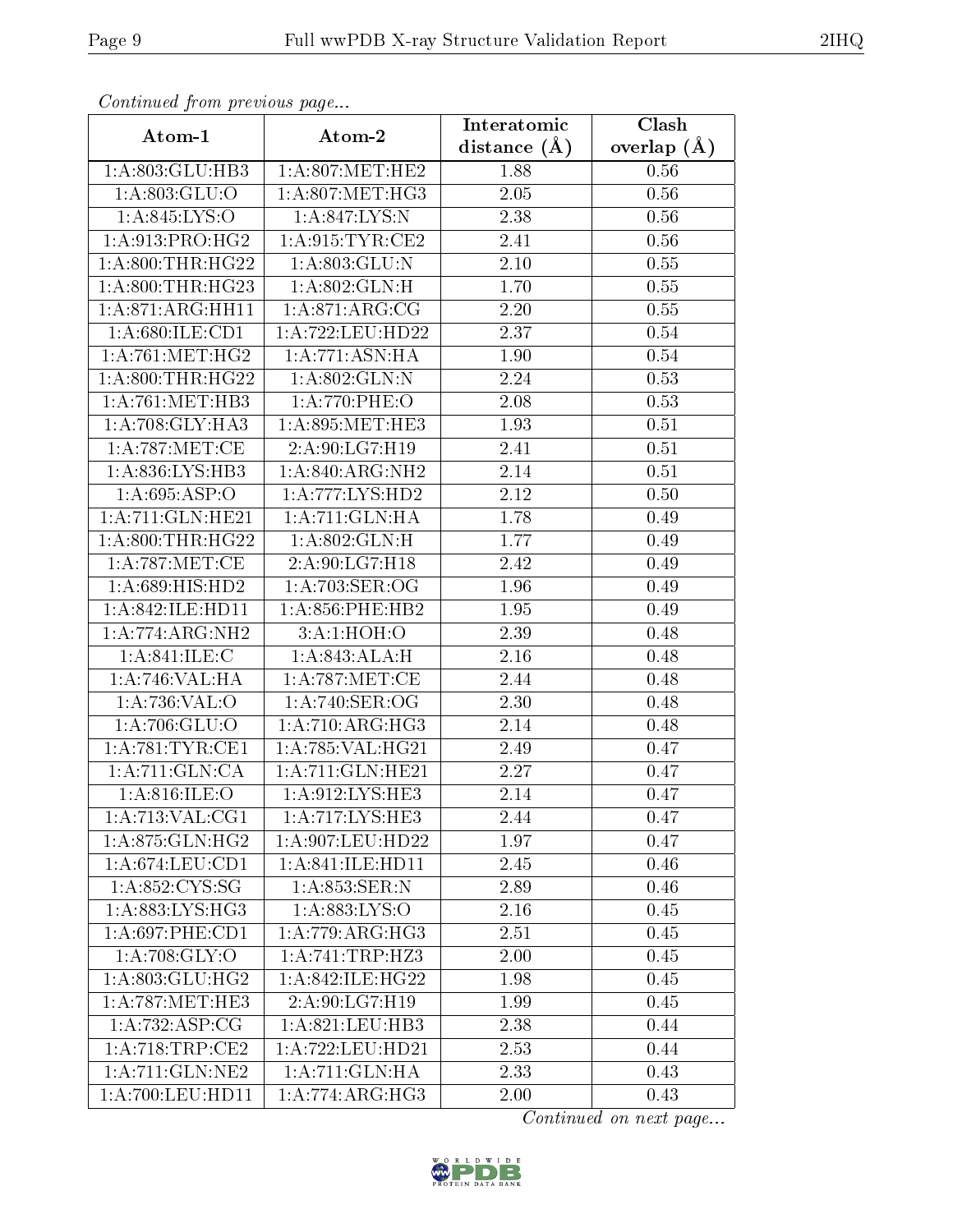*Continued from previous page...*

| Atom-1 | Atom-2 | Interatomic distance (Å) | Clash overlap (Å) |
|---|---|---|---|
| 1:A:803:GLU:HB3 | 1:A:807:MET:HE2 | 1.88 | 0.56 |
| 1:A:803:GLU:O | 1:A:807:MET:HG3 | 2.05 | 0.56 |
| 1:A:845:LYS:O | 1:A:847:LYS:N | 2.38 | 0.56 |
| 1:A:913:PRO:HG2 | 1:A:915:TYR:CE2 | 2.41 | 0.56 |
| 1:A:800:THR:HG22 | 1:A:803:GLU:N | 2.10 | 0.55 |
| 1:A:800:THR:HG23 | 1:A:802:GLN:H | 1.70 | 0.55 |
| 1:A:871:ARG:HH11 | 1:A:871:ARG:CG | 2.20 | 0.55 |
| 1:A:680:ILE:CD1 | 1:A:722:LEU:HD22 | 2.37 | 0.54 |
| 1:A:761:MET:HG2 | 1:A:771:ASN:HA | 1.90 | 0.54 |
| 1:A:800:THR:HG22 | 1:A:802:GLN:N | 2.24 | 0.53 |
| 1:A:761:MET:HB3 | 1:A:770:PHE:O | 2.08 | 0.53 |
| 1:A:708:GLY:HA3 | 1:A:895:MET:HE3 | 1.93 | 0.51 |
| 1:A:787:MET:CE | 2:A:90:LG7:H19 | 2.41 | 0.51 |
| 1:A:836:LYS:HB3 | 1:A:840:ARG:NH2 | 2.14 | 0.51 |
| 1:A:695:ASP:O | 1:A:777:LYS:HD2 | 2.12 | 0.50 |
| 1:A:711:GLN:HE21 | 1:A:711:GLN:HA | 1.78 | 0.49 |
| 1:A:800:THR:HG22 | 1:A:802:GLN:H | 1.77 | 0.49 |
| 1:A:787:MET:CE | 2:A:90:LG7:H18 | 2.42 | 0.49 |
| 1:A:689:HIS:HD2 | 1:A:703:SER:OG | 1.96 | 0.49 |
| 1:A:842:ILE:HD11 | 1:A:856:PHE:HB2 | 1.95 | 0.49 |
| 1:A:774:ARG:NH2 | 3:A:1:HOH:O | 2.39 | 0.48 |
| 1:A:841:ILE:C | 1:A:843:ALA:H | 2.16 | 0.48 |
| 1:A:746:VAL:HA | 1:A:787:MET:CE | 2.44 | 0.48 |
| 1:A:736:VAL:O | 1:A:740:SER:OG | 2.30 | 0.48 |
| 1:A:706:GLU:O | 1:A:710:ARG:HG3 | 2.14 | 0.48 |
| 1:A:781:TYR:CE1 | 1:A:785:VAL:HG21 | 2.49 | 0.47 |
| 1:A:711:GLN:CA | 1:A:711:GLN:HE21 | 2.27 | 0.47 |
| 1:A:816:ILE:O | 1:A:912:LYS:HE3 | 2.14 | 0.47 |
| 1:A:713:VAL:CG1 | 1:A:717:LYS:HE3 | 2.44 | 0.47 |
| 1:A:875:GLN:HG2 | 1:A:907:LEU:HD22 | 1.97 | 0.47 |
| 1:A:674:LEU:CD1 | 1:A:841:ILE:HD11 | 2.45 | 0.46 |
| 1:A:852:CYS:SG | 1:A:853:SER:N | 2.89 | 0.46 |
| 1:A:883:LYS:HG3 | 1:A:883:LYS:O | 2.16 | 0.45 |
| 1:A:697:PHE:CD1 | 1:A:779:ARG:HG3 | 2.51 | 0.45 |
| 1:A:708:GLY:O | 1:A:741:TRP:HZ3 | 2.00 | 0.45 |
| 1:A:803:GLU:HG2 | 1:A:842:ILE:HG22 | 1.98 | 0.45 |
| 1:A:787:MET:HE3 | 2:A:90:LG7:H19 | 1.99 | 0.45 |
| 1:A:732:ASP:CG | 1:A:821:LEU:HB3 | 2.38 | 0.44 |
| 1:A:718:TRP:CE2 | 1:A:722:LEU:HD21 | 2.53 | 0.44 |
| 1:A:711:GLN:NE2 | 1:A:711:GLN:HA | 2.33 | 0.43 |
| 1:A:700:LEU:HD11 | 1:A:774:ARG:HG3 | 2.00 | 0.43 |

*Continued on next page...*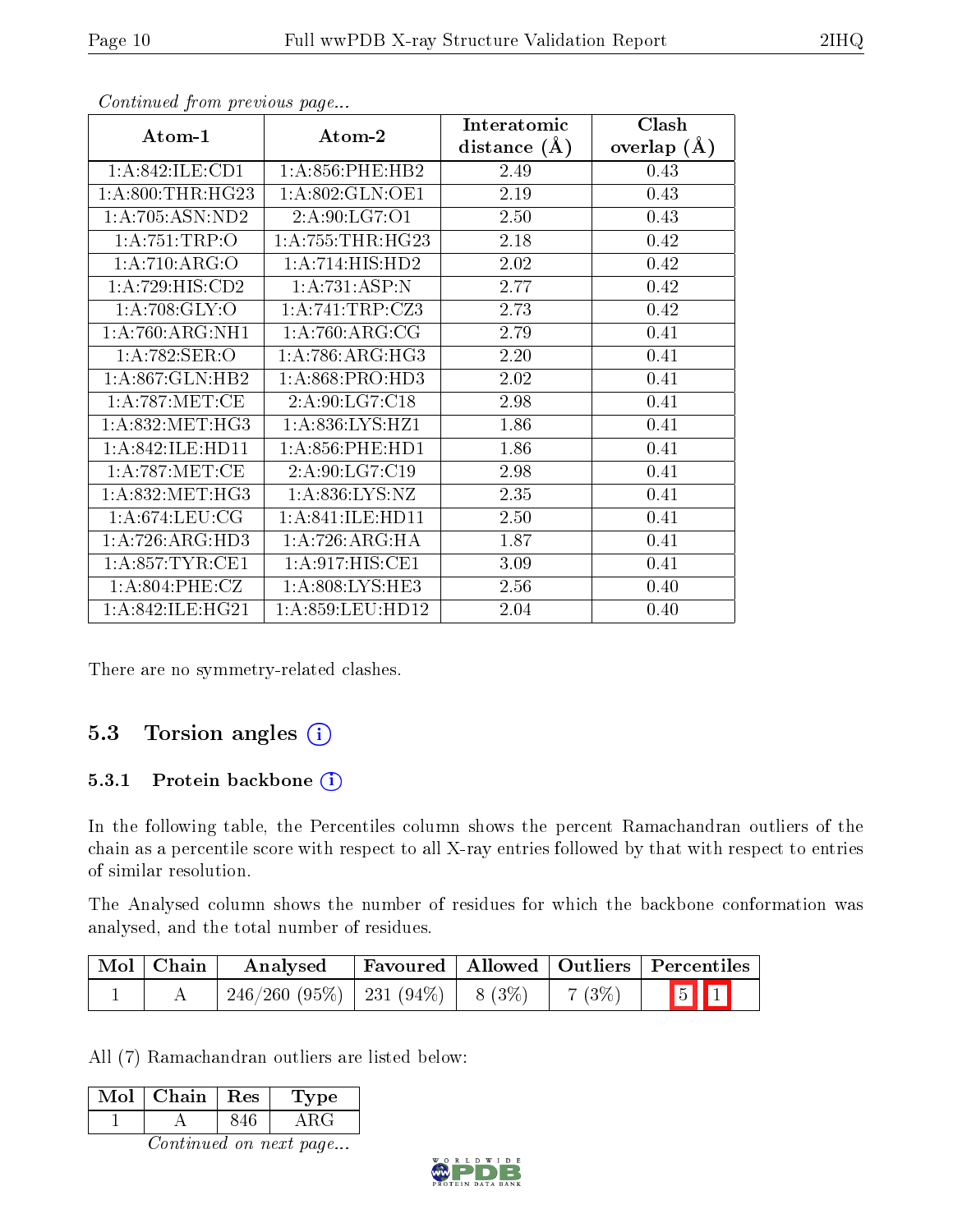*Continued from previous page...*

| Atom-1 | Atom-2 | Interatomic distance (Å) | Clash overlap (Å) |
|---|---|---|---|
| 1:A:842:ILE:CD1 | 1:A:856:PHE:HB2 | 2.49 | 0.43 |
| 1:A:800:THR:HG23 | 1:A:802:GLN:OE1 | 2.19 | 0.43 |
| 1:A:705:ASN:ND2 | 2:A:90:LG7:O1 | 2.50 | 0.43 |
| 1:A:751:TRP:O | 1:A:755:THR:HG23 | 2.18 | 0.42 |
| 1:A:710:ARG:O | 1:A:714:HIS:HD2 | 2.02 | 0.42 |
| 1:A:729:HIS:CD2 | 1:A:731:ASP:N | 2.77 | 0.42 |
| 1:A:708:GLY:O | 1:A:741:TRP:CZ3 | 2.73 | 0.42 |
| 1:A:760:ARG:NH1 | 1:A:760:ARG:CG | 2.79 | 0.41 |
| 1:A:782:SER:O | 1:A:786:ARG:HG3 | 2.20 | 0.41 |
| 1:A:867:GLN:HB2 | 1:A:868:PRO:HD3 | 2.02 | 0.41 |
| 1:A:787:MET:CE | 2:A:90:LG7:C18 | 2.98 | 0.41 |
| 1:A:832:MET:HG3 | 1:A:836:LYS:HZ1 | 1.86 | 0.41 |
| 1:A:842:ILE:HD11 | 1:A:856:PHE:HD1 | 1.86 | 0.41 |
| 1:A:787:MET:CE | 2:A:90:LG7:C19 | 2.98 | 0.41 |
| 1:A:832:MET:HG3 | 1:A:836:LYS:NZ | 2.35 | 0.41 |
| 1:A:674:LEU:CG | 1:A:841:ILE:HD11 | 2.50 | 0.41 |
| 1:A:726:ARG:HD3 | 1:A:726:ARG:HA | 1.87 | 0.41 |
| 1:A:857:TYR:CE1 | 1:A:917:HIS:CE1 | 3.09 | 0.41 |
| 1:A:804:PHE:CZ | 1:A:808:LYS:HE3 | 2.56 | 0.40 |
| 1:A:842:ILE:HG21 | 1:A:859:LEU:HD12 | 2.04 | 0.40 |

There are no symmetry-related clashes.

## 5.3 Torsion angles

### 5.3.1 Protein backbone

In the following table, the Percentiles column shows the percent Ramachandran outliers of the chain as a percentile score with respect to all X-ray entries followed by that with respect to entries of similar resolution.

The Analysed column shows the number of residues for which the backbone conformation was analysed, and the total number of residues.

| Mol | Chain | Analysed | Favoured | Allowed | Outliers | Percentiles |
|---|---|---|---|---|---|---|
| 1 | A | 246/260 (95%) | 231 (94%) | 8 (3%) | 7 (3%) | 5 1 |

All (7) Ramachandran outliers are listed below:

| Mol | Chain | Res | Type |
|---|---|---|---|
| 1 | A | 846 | ARG |

*Continued on next page...*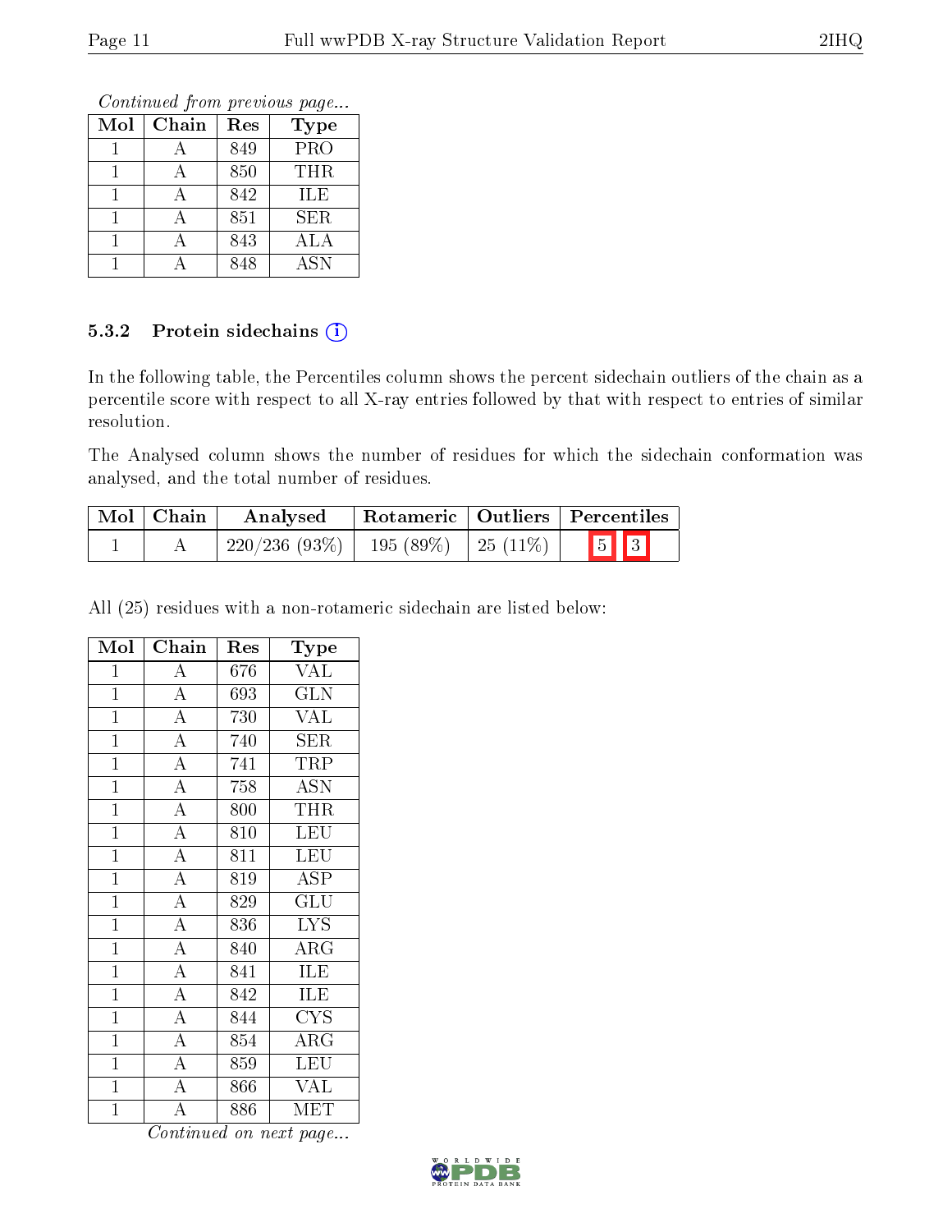*Continued from previous page...*

| Mol | Chain | Res | Type |
|---|---|---|---|
| 1 | A | 849 | PRO |
| 1 | A | 850 | THR |
| 1 | A | 842 | ILE |
| 1 | A | 851 | SER |
| 1 | A | 843 | ALA |
| 1 | A | 848 | ASN |

### 5.3.2 Protein sidechains (i)

In the following table, the Percentiles column shows the percent sidechain outliers of the chain as a percentile score with respect to all X-ray entries followed by that with respect to entries of similar resolution.

The Analysed column shows the number of residues for which the sidechain conformation was analysed, and the total number of residues.

| Mol | Chain | Analysed | Rotameric | Outliers | Percentiles |
|---|---|---|---|---|---|
| 1 | A | 220/236 (93%) | 195 (89%) | 25 (11%) | 5 3 |

All (25) residues with a non-rotameric sidechain are listed below:

| Mol | Chain | Res | Type |
|---|---|---|---|
| 1 | A | 676 | VAL |
| 1 | A | 693 | GLN |
| 1 | A | 730 | VAL |
| 1 | A | 740 | SER |
| 1 | A | 741 | TRP |
| 1 | A | 758 | ASN |
| 1 | A | 800 | THR |
| 1 | A | 810 | LEU |
| 1 | A | 811 | LEU |
| 1 | A | 819 | ASP |
| 1 | A | 829 | GLU |
| 1 | A | 836 | LYS |
| 1 | A | 840 | ARG |
| 1 | A | 841 | ILE |
| 1 | A | 842 | ILE |
| 1 | A | 844 | CYS |
| 1 | A | 854 | ARG |
| 1 | A | 859 | LEU |
| 1 | A | 866 | VAL |
| 1 | A | 886 | MET |

*Continued on next page...*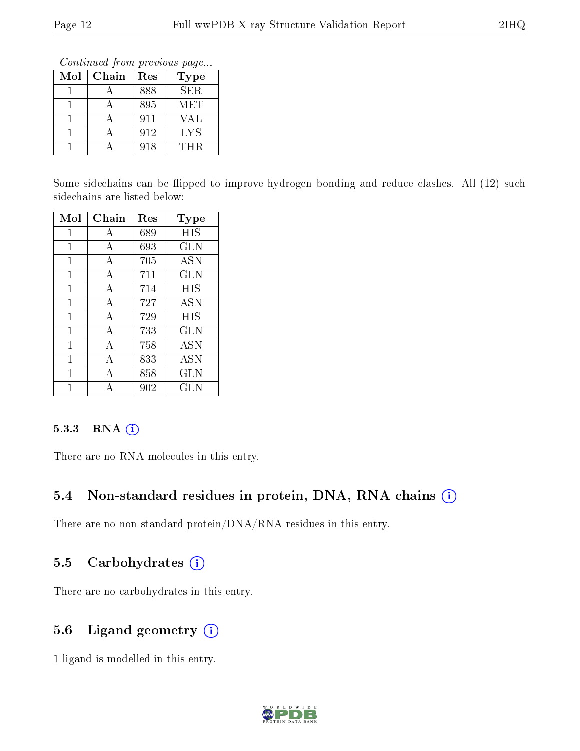*Continued from previous page...*

| Mol | Chain | Res | Type |
|---|---|---|---|
| 1 | A | 888 | SER |
| 1 | A | 895 | MET |
| 1 | A | 911 | VAL |
| 1 | A | 912 | LYS |
| 1 | A | 918 | THR |

Some sidechains can be flipped to improve hydrogen bonding and reduce clashes. All (12) such sidechains are listed below:

| Mol | Chain | Res | Type |
|---|---|---|---|
| 1 | A | 689 | HIS |
| 1 | A | 693 | GLN |
| 1 | A | 705 | ASN |
| 1 | A | 711 | GLN |
| 1 | A | 714 | HIS |
| 1 | A | 727 | ASN |
| 1 | A | 729 | HIS |
| 1 | A | 733 | GLN |
| 1 | A | 758 | ASN |
| 1 | A | 833 | ASN |
| 1 | A | 858 | GLN |
| 1 | A | 902 | GLN |

#### 5.3.3 RNA

There are no RNA molecules in this entry.

### 5.4 Non-standard residues in protein, DNA, RNA chains

There are no non-standard protein/DNA/RNA residues in this entry.

### 5.5 Carbohydrates

There are no carbohydrates in this entry.

### 5.6 Ligand geometry

1 ligand is modelled in this entry.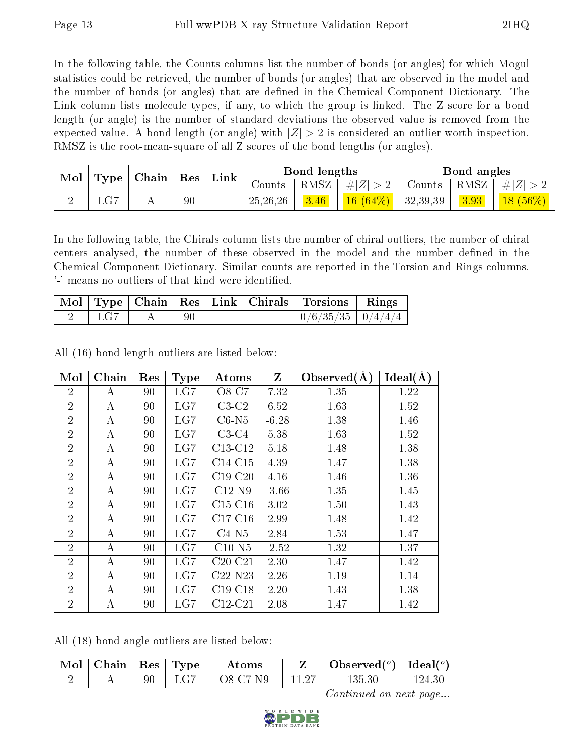In the following table, the Counts columns list the number of bonds (or angles) for which Mogul statistics could be retrieved, the number of bonds (or angles) that are observed in the model and the number of bonds (or angles) that are defined in the Chemical Component Dictionary. The Link column lists molecule types, if any, to which the group is linked. The Z score for a bond length (or angle) is the number of standard deviations the observed value is removed from the expected value. A bond length (or angle) with $|Z| > 2$ is considered an outlier worth inspection. RMSZ is the root-mean-square of all Z scores of the bond lengths (or angles).

| Mol | Type | Chain | Res | Link | Bond lengths | | | Bond angles | | |
|---|---|---|---|---|---|---|---|---|---|---|
| | | | | | Counts | RMSZ | $\#\|Z\| > 2$ | Counts | RMSZ | $\#\|Z\| > 2$ |
| 2 | LG7 | A | 90 | - | 25,26,26 | 3.46 | 16 (64%) | 32,39,39 | 3.93 | 18 (56%) |

In the following table, the Chirals column lists the number of chiral outliers, the number of chiral centers analysed, the number of these observed in the model and the number defined in the Chemical Component Dictionary. Similar counts are reported in the Torsion and Rings columns. '-' means no outliers of that kind were identified.

| Mol | Type | Chain | Res | Link | Chirals | Torsions | Rings |
|---|---|---|---|---|---|---|---|
| 2 | LG7 | A | 90 | - | - | 0/6/35/35 | 0/4/4/4 |

All (16) bond length outliers are listed below:

| Mol | Chain | Res | Type | Atoms | Z | Observed(Å) | Ideal(Å) |
|---|---|---|---|---|---|---|---|
| 2 | A | 90 | LG7 | O8-C7 | 7.32 | 1.35 | 1.22 |
| 2 | A | 90 | LG7 | C3-C2 | 6.52 | 1.63 | 1.52 |
| 2 | A | 90 | LG7 | C6-N5 | -6.28 | 1.38 | 1.46 |
| 2 | A | 90 | LG7 | C3-C4 | 5.38 | 1.63 | 1.52 |
| 2 | A | 90 | LG7 | C13-C12 | 5.18 | 1.48 | 1.38 |
| 2 | A | 90 | LG7 | C14-C15 | 4.39 | 1.47 | 1.38 |
| 2 | A | 90 | LG7 | C19-C20 | 4.16 | 1.46 | 1.36 |
| 2 | A | 90 | LG7 | C12-N9 | -3.66 | 1.35 | 1.45 |
| 2 | A | 90 | LG7 | C15-C16 | 3.02 | 1.50 | 1.43 |
| 2 | A | 90 | LG7 | C17-C16 | 2.99 | 1.48 | 1.42 |
| 2 | A | 90 | LG7 | C4-N5 | 2.84 | 1.53 | 1.47 |
| 2 | A | 90 | LG7 | C10-N5 | -2.52 | 1.32 | 1.37 |
| 2 | A | 90 | LG7 | C20-C21 | 2.30 | 1.47 | 1.42 |
| 2 | A | 90 | LG7 | C22-N23 | 2.26 | 1.19 | 1.14 |
| 2 | A | 90 | LG7 | C19-C18 | 2.20 | 1.43 | 1.38 |
| 2 | A | 90 | LG7 | C12-C21 | 2.08 | 1.47 | 1.42 |

All (18) bond angle outliers are listed below:

| Mol | Chain | Res | Type | Atoms | Z | Observed(°) | Ideal(°) |
|---|---|---|---|---|---|---|---|
| 2 | A | 90 | LG7 | O8-C7-N9 | 11.27 | 135.30 | 124.30 |

*Continued on next page...*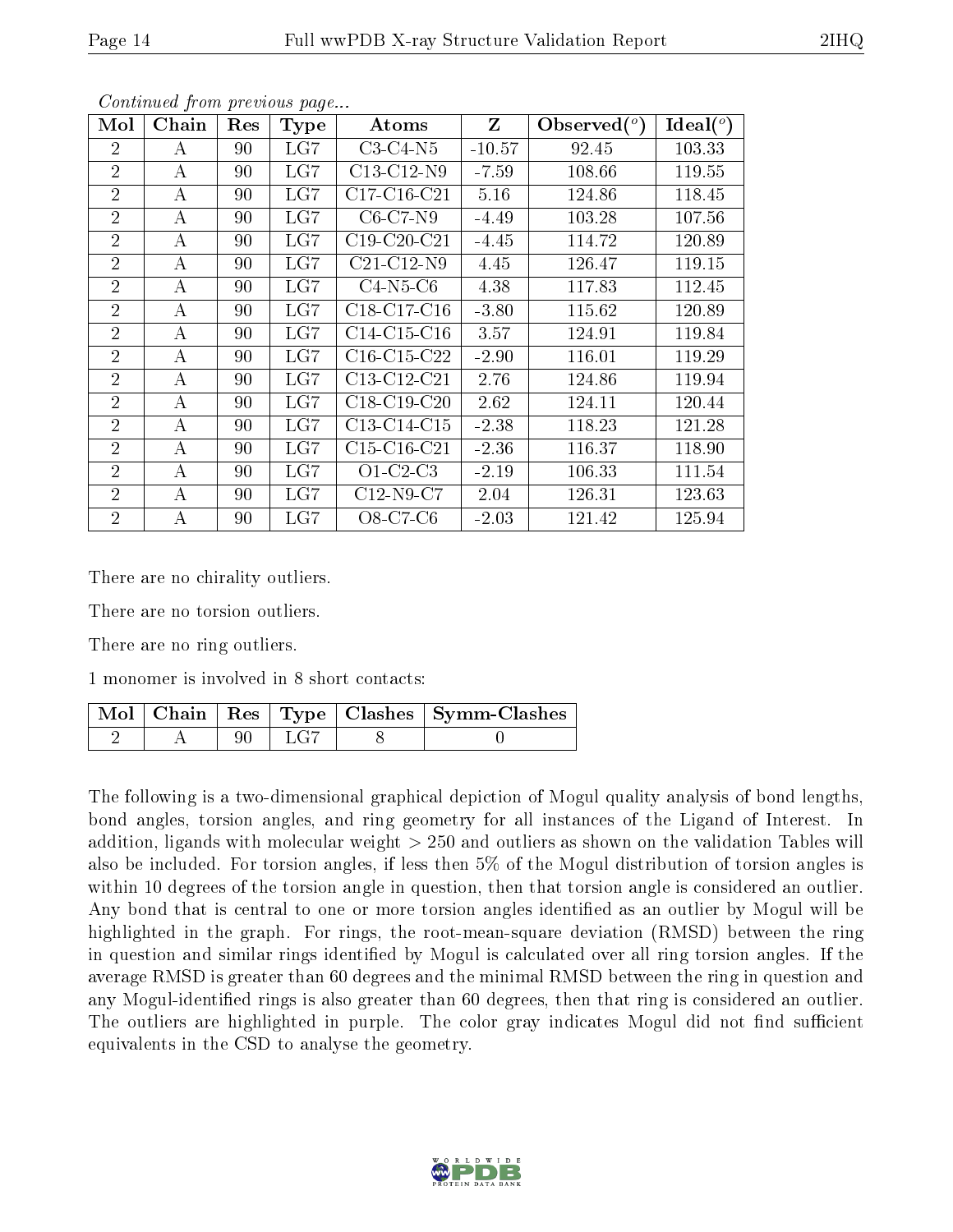*Continued from previous page...*

| Mol | Chain | Res | Type | Atoms | Z | Observed(°) | Ideal(°) |
|---|---|---|---|---|---|---|---|
| 2 | A | 90 | LG7 | C3-C4-N5 | -10.57 | 92.45 | 103.33 |
| 2 | A | 90 | LG7 | C13-C12-N9 | -7.59 | 108.66 | 119.55 |
| 2 | A | 90 | LG7 | C17-C16-C21 | 5.16 | 124.86 | 118.45 |
| 2 | A | 90 | LG7 | C6-C7-N9 | -4.49 | 103.28 | 107.56 |
| 2 | A | 90 | LG7 | C19-C20-C21 | -4.45 | 114.72 | 120.89 |
| 2 | A | 90 | LG7 | C21-C12-N9 | 4.45 | 126.47 | 119.15 |
| 2 | A | 90 | LG7 | C4-N5-C6 | 4.38 | 117.83 | 112.45 |
| 2 | A | 90 | LG7 | C18-C17-C16 | -3.80 | 115.62 | 120.89 |
| 2 | A | 90 | LG7 | C14-C15-C16 | 3.57 | 124.91 | 119.84 |
| 2 | A | 90 | LG7 | C16-C15-C22 | -2.90 | 116.01 | 119.29 |
| 2 | A | 90 | LG7 | C13-C12-C21 | 2.76 | 124.86 | 119.94 |
| 2 | A | 90 | LG7 | C18-C19-C20 | 2.62 | 124.11 | 120.44 |
| 2 | A | 90 | LG7 | C13-C14-C15 | -2.38 | 118.23 | 121.28 |
| 2 | A | 90 | LG7 | C15-C16-C21 | -2.36 | 116.37 | 118.90 |
| 2 | A | 90 | LG7 | O1-C2-C3 | -2.19 | 106.33 | 111.54 |
| 2 | A | 90 | LG7 | C12-N9-C7 | 2.04 | 126.31 | 123.63 |
| 2 | A | 90 | LG7 | O8-C7-C6 | -2.03 | 121.42 | 125.94 |

There are no chirality outliers.

There are no torsion outliers.

There are no ring outliers.

1 monomer is involved in 8 short contacts:

| Mol | Chain | Res | Type | Clashes | Symm-Clashes |
|---|---|---|---|---|---|
| 2 | A | 90 | LG7 | 8 | 0 |

The following is a two-dimensional graphical depiction of Mogul quality analysis of bond lengths, bond angles, torsion angles, and ring geometry for all instances of the Ligand of Interest. In addition, ligands with molecular weight > 250 and outliers as shown on the validation Tables will also be included. For torsion angles, if less then 5% of the Mogul distribution of torsion angles is within 10 degrees of the torsion angle in question, then that torsion angle is considered an outlier. Any bond that is central to one or more torsion angles identified as an outlier by Mogul will be highlighted in the graph. For rings, the root-mean-square deviation (RMSD) between the ring in question and similar rings identified by Mogul is calculated over all ring torsion angles. If the average RMSD is greater than 60 degrees and the minimal RMSD between the ring in question and any Mogul-identified rings is also greater than 60 degrees, then that ring is considered an outlier. The outliers are highlighted in purple. The color gray indicates Mogul did not find sufficient equivalents in the CSD to analyse the geometry.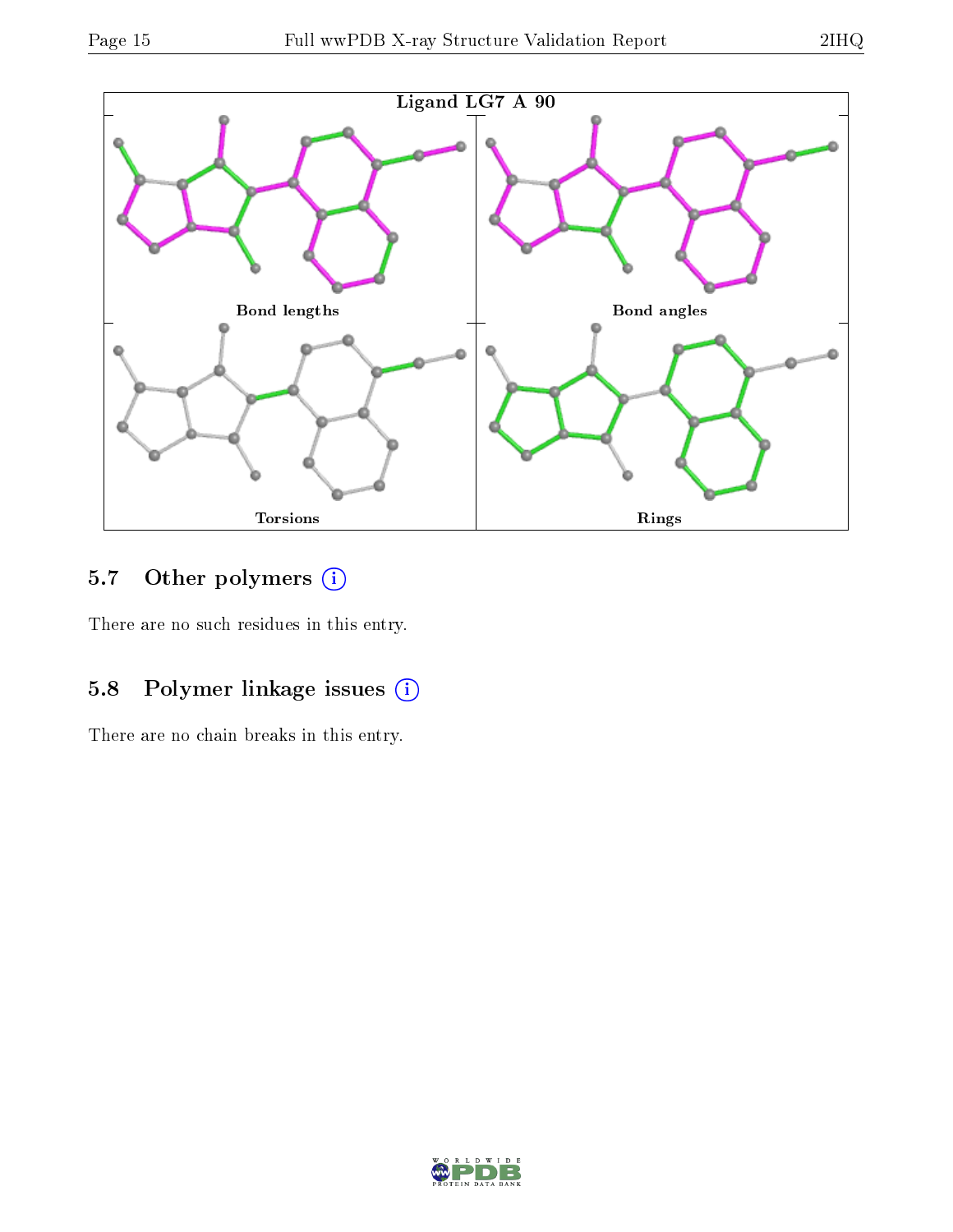Ligand LG7 A 90

Bond lengths

Bond angles

Torsions

Rings

## 5.7 Other polymers

There are no such residues in this entry.

## 5.8 Polymer linkage issues

There are no chain breaks in this entry.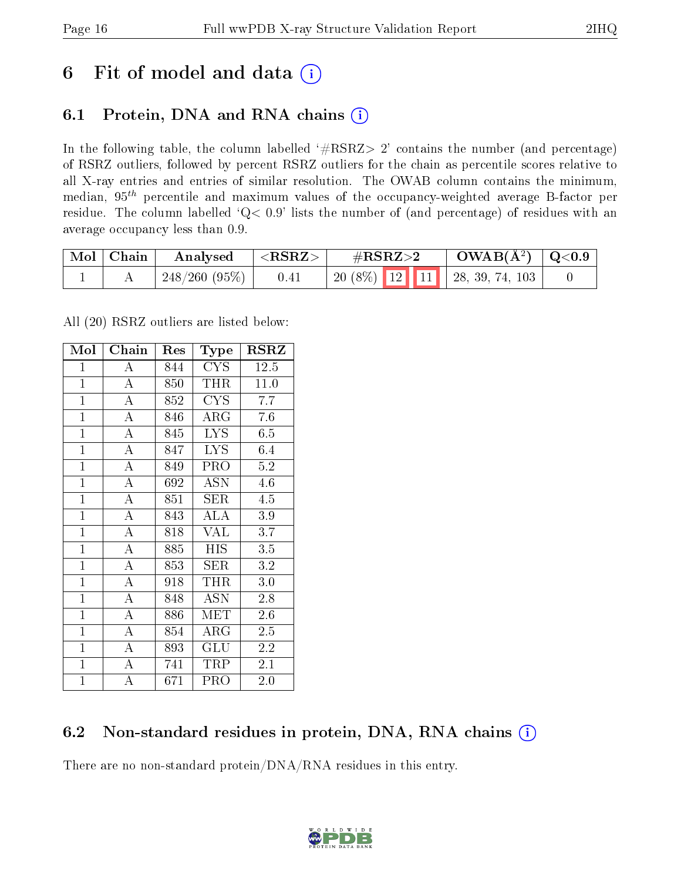# 6 Fit of model and data

## 6.1 Protein, DNA and RNA chains

In the following table, the column labelled '#RSRZ> 2' contains the number (and percentage) of RSRZ outliers, followed by percent RSRZ outliers for the chain as percentile scores relative to all X-ray entries and entries of similar resolution. The OWAB column contains the minimum, median, $95^{th}$ percentile and maximum values of the occupancy-weighted average B-factor per residue. The column labelled 'Q< 0.9' lists the number of (and percentage) of residues with an average occupancy less than 0.9.

| Mol | Chain | Analysed | <RSRZ> | #RSRZ>2 | | | OWAB(Å²) | Q<0.9 |
|---|---|---|---|---|---|---|---|---|
| 1 | A | 248/260 (95%) | 0.41 | 20 (8%) | 12 | 11 | 28, 39, 74, 103 | 0 |

All (20) RSRZ outliers are listed below:

| Mol | Chain | Res | Type | RSRZ |
|---|---|---|---|---|
| 1 | A | 844 | CYS | 12.5 |
| 1 | A | 850 | THR | 11.0 |
| 1 | A | 852 | CYS | 7.7 |
| 1 | A | 846 | ARG | 7.6 |
| 1 | A | 845 | LYS | 6.5 |
| 1 | A | 847 | LYS | 6.4 |
| 1 | A | 849 | PRO | 5.2 |
| 1 | A | 692 | ASN | 4.6 |
| 1 | A | 851 | SER | 4.5 |
| 1 | A | 843 | ALA | 3.9 |
| 1 | A | 818 | VAL | 3.7 |
| 1 | A | 885 | HIS | 3.5 |
| 1 | A | 853 | SER | 3.2 |
| 1 | A | 918 | THR | 3.0 |
| 1 | A | 848 | ASN | 2.8 |
| 1 | A | 886 | MET | 2.6 |
| 1 | A | 854 | ARG | 2.5 |
| 1 | A | 893 | GLU | 2.2 |
| 1 | A | 741 | TRP | 2.1 |
| 1 | A | 671 | PRO | 2.0 |

## 6.2 Non-standard residues in protein, DNA, RNA chains

There are no non-standard protein/DNA/RNA residues in this entry.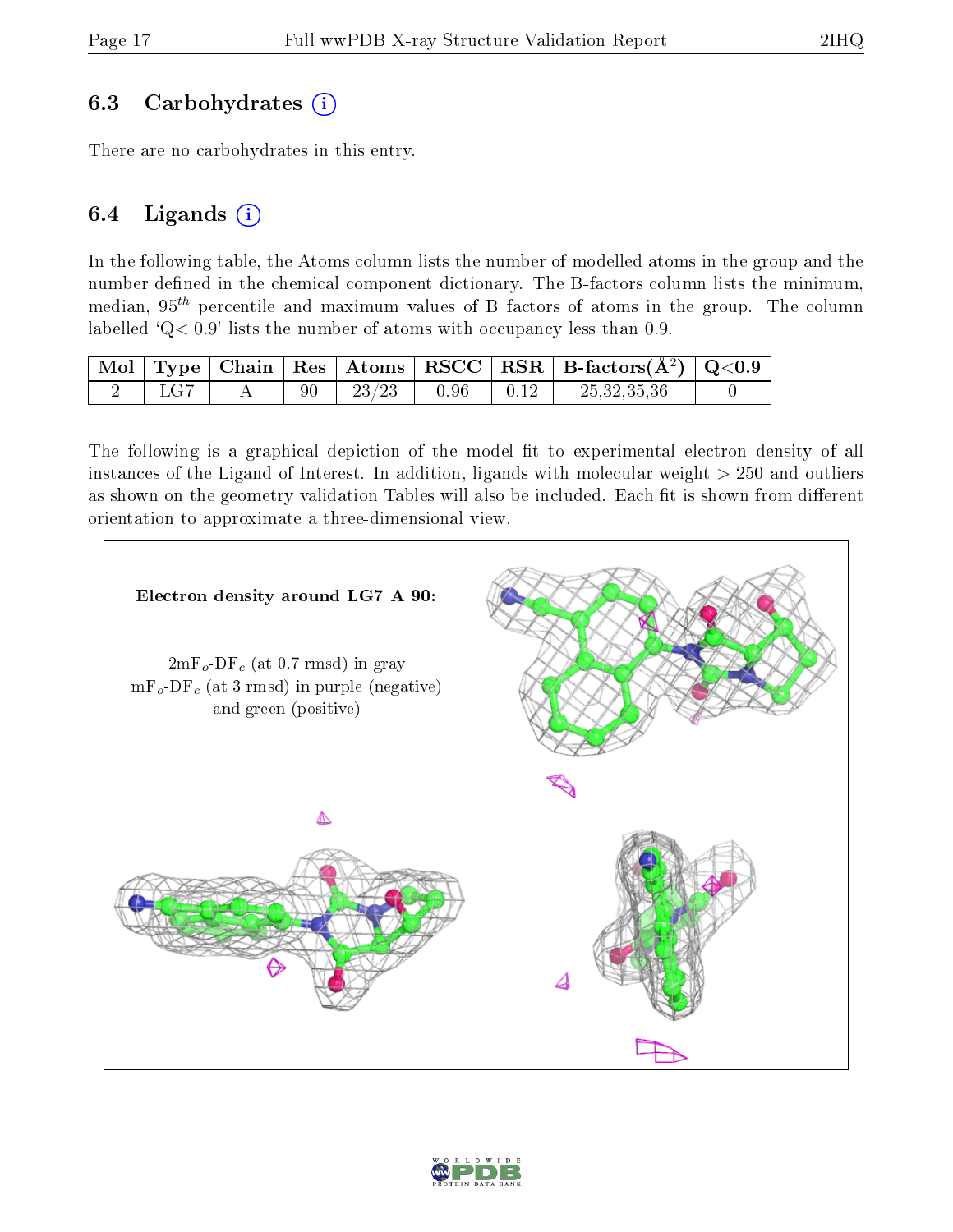### 6.3 Carbohydrates

There are no carbohydrates in this entry.

### 6.4 Ligands

In the following table, the Atoms column lists the number of modelled atoms in the group and the number defined in the chemical component dictionary. The B-factors column lists the minimum, median, $95^{th}$ percentile and maximum values of B factors of atoms in the group. The column labelled 'Q< 0.9' lists the number of atoms with occupancy less than 0.9.

| Mol | Type | Chain | Res | Atoms | RSCC | RSR | B-factors($Å^2$) | Q<0.9 |
|---|---|---|---|---|---|---|---|---|
| 2 | LG7 | A | 90 | 23/23 | 0.96 | 0.12 | 25,32,35,36 | 0 |

The following is a graphical depiction of the model fit to experimental electron density of all instances of the Ligand of Interest. In addition, ligands with molecular weight > 250 and outliers as shown on the geometry validation Tables will also be included. Each fit is shown from different orientation to approximate a three-dimensional view.

**Electron density around LG7 A 90:**

2mF$_o$-DF$_c$ (at 0.7 rmsd) in gray
mF$_o$-DF$_c$ (at 3 rmsd) in purple (negative)
and green (positive)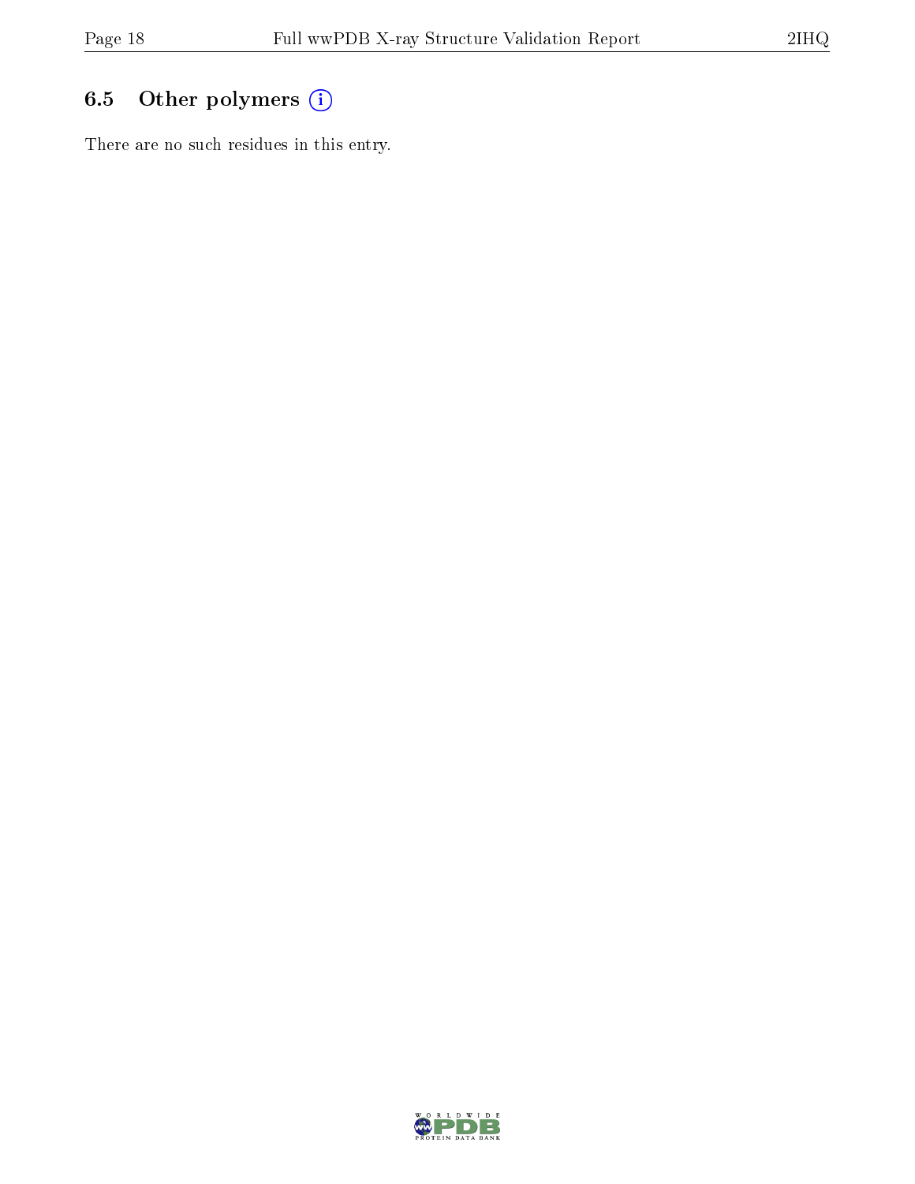### 6.5 Other polymers

There are no such residues in this entry.